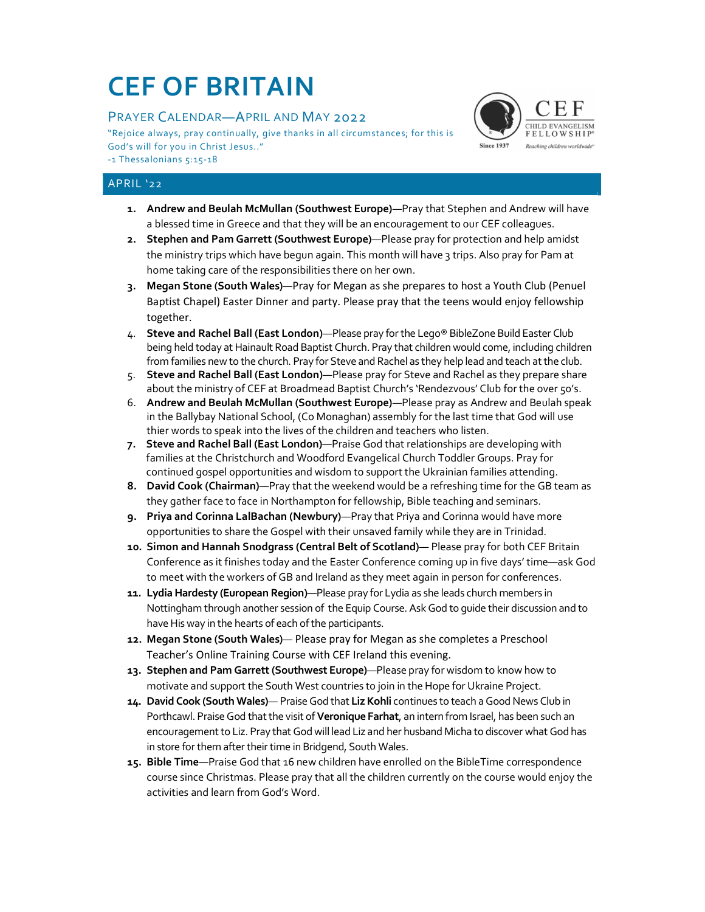# CEF OF BRITAIN

## PRAYER CALENDAR—APRIL AND MAY 2022

"Rejoice always, pray continually, give thanks in all circumstances; for this is God's will for you in Christ Jesus.."
-1 Thessalonians 5:15-18

CEF CHILD EVANGELISM FELLOWSHIP® Since 1937 Reaching children worldwide

## APRIL '22

1. **Andrew and Beulah McMullan (Southwest Europe)**—Pray that Stephen and Andrew will have a blessed time in Greece and that they will be an encouragement to our CEF colleagues.
2. **Stephen and Pam Garrett (Southwest Europe)**—Please pray for protection and help amidst the ministry trips which have begun again. This month will have 3 trips. Also pray for Pam at home taking care of the responsibilities there on her own.
3. **Megan Stone (South Wales)**—Pray for Megan as she prepares to host a Youth Club (Penuel Baptist Chapel) Easter Dinner and party. Please pray that the teens would enjoy fellowship together.
4. **Steve and Rachel Ball (East London)**—Please pray for the Lego® BibleZone Build Easter Club being held today at Hainault Road Baptist Church. Pray that children would come, including children from families new to the church. Pray for Steve and Rachel as they help lead and teach at the club.
5. **Steve and Rachel Ball (East London)**—Please pray for Steve and Rachel as they prepare share about the ministry of CEF at Broadmead Baptist Church's 'Rendezvous' Club for the over 50's.
6. **Andrew and Beulah McMullan (Southwest Europe)**—Please pray as Andrew and Beulah speak in the Ballybay National School, (Co Monaghan) assembly for the last time that God will use thier words to speak into the lives of the children and teachers who listen.
7. **Steve and Rachel Ball (East London)**—Praise God that relationships are developing with families at the Christchurch and Woodford Evangelical Church Toddler Groups. Pray for continued gospel opportunities and wisdom to support the Ukrainian families attending.
8. **David Cook (Chairman)**—Pray that the weekend would be a refreshing time for the GB team as they gather face to face in Northampton for fellowship, Bible teaching and seminars.
9. **Priya and Corinna LalBachan (Newbury)**—Pray that Priya and Corinna would have more opportunities to share the Gospel with their unsaved family while they are in Trinidad.
10. **Simon and Hannah Snodgrass (Central Belt of Scotland)**— Please pray for both CEF Britain Conference as it finishes today and the Easter Conference coming up in five days' time—ask God to meet with the workers of GB and Ireland as they meet again in person for conferences.
11. **Lydia Hardesty (European Region)**—Please pray for Lydia as she leads church members in Nottingham through another session of the Equip Course. Ask God to guide their discussion and to have His way in the hearts of each of the participants.
12. **Megan Stone (South Wales)**— Please pray for Megan as she completes a Preschool Teacher's Online Training Course with CEF Ireland this evening.
13. **Stephen and Pam Garrett (Southwest Europe)**—Please pray for wisdom to know how to motivate and support the South West countries to join in the Hope for Ukraine Project.
14. **David Cook (South Wales)**— Praise God that **Liz Kohli** continues to teach a Good News Club in Porthcawl. Praise God that the visit of **Veronique Farhat**, an intern from Israel, has been such an encouragement to Liz. Pray that God will lead Liz and her husband Micha to discover what God has in store for them after their time in Bridgend, South Wales.
15. **Bible Time**—Praise God that 16 new children have enrolled on the BibleTime correspondence course since Christmas. Please pray that all the children currently on the course would enjoy the activities and learn from God's Word.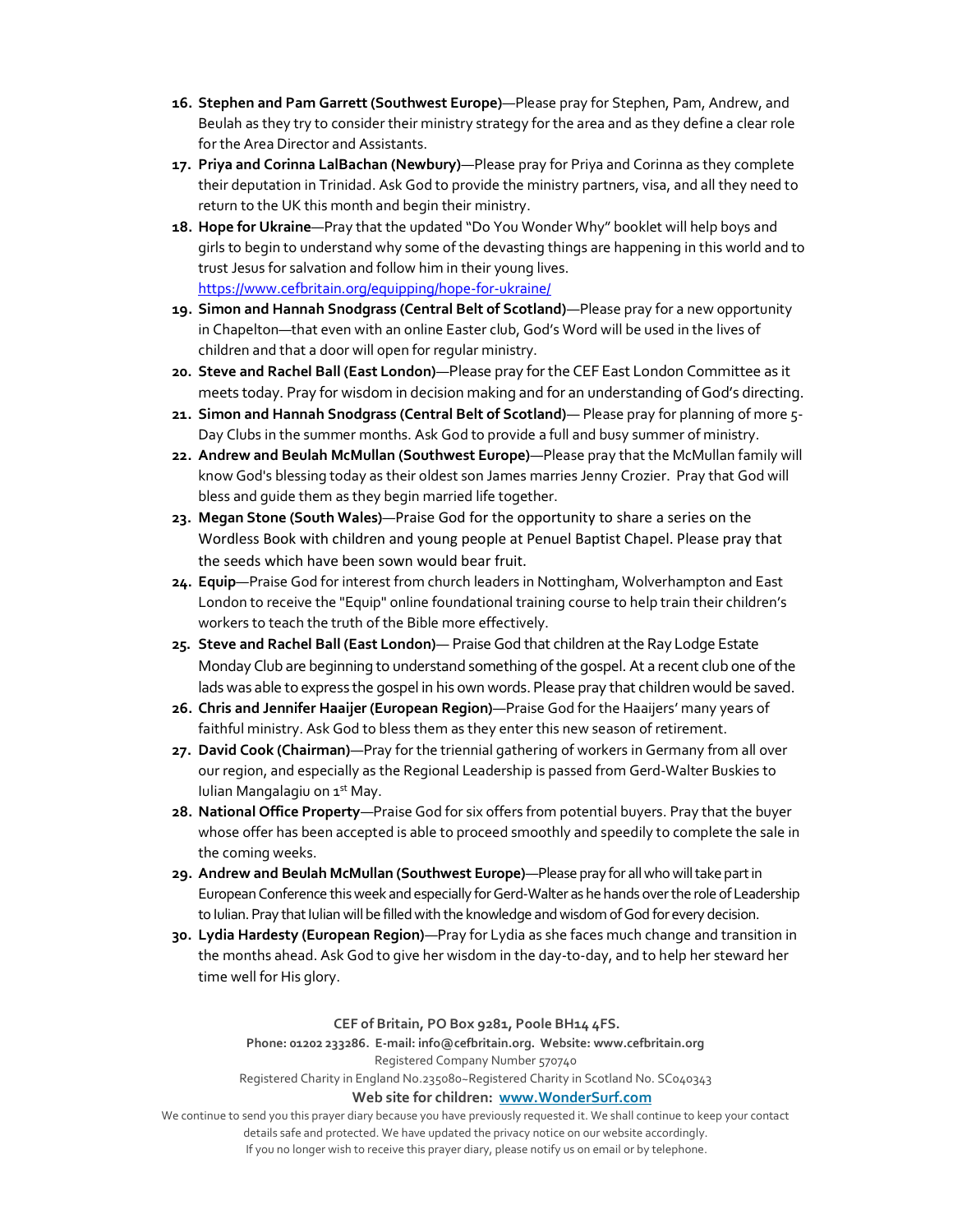16. **Stephen and Pam Garrett (Southwest Europe)**—Please pray for Stephen, Pam, Andrew, and Beulah as they try to consider their ministry strategy for the area and as they define a clear role for the Area Director and Assistants.
17. **Priya and Corinna LalBachan (Newbury)**—Please pray for Priya and Corinna as they complete their deputation in Trinidad. Ask God to provide the ministry partners, visa, and all they need to return to the UK this month and begin their ministry.
18. **Hope for Ukraine**—Pray that the updated "Do You Wonder Why" booklet will help boys and girls to begin to understand why some of the devasting things are happening in this world and to trust Jesus for salvation and follow him in their young lives. https://www.cefbritain.org/equipping/hope-for-ukraine/
19. **Simon and Hannah Snodgrass (Central Belt of Scotland)**—Please pray for a new opportunity in Chapelton—that even with an online Easter club, God's Word will be used in the lives of children and that a door will open for regular ministry.
20. **Steve and Rachel Ball (East London)**—Please pray for the CEF East London Committee as it meets today. Pray for wisdom in decision making and for an understanding of God's directing.
21. **Simon and Hannah Snodgrass (Central Belt of Scotland)**— Please pray for planning of more 5-Day Clubs in the summer months. Ask God to provide a full and busy summer of ministry.
22. **Andrew and Beulah McMullan (Southwest Europe)**—Please pray that the McMullan family will know God's blessing today as their oldest son James marries Jenny Crozier. Pray that God will bless and guide them as they begin married life together.
23. **Megan Stone (South Wales)**—Praise God for the opportunity to share a series on the Wordless Book with children and young people at Penuel Baptist Chapel. Please pray that the seeds which have been sown would bear fruit.
24. **Equip**—Praise God for interest from church leaders in Nottingham, Wolverhampton and East London to receive the "Equip" online foundational training course to help train their children's workers to teach the truth of the Bible more effectively.
25. **Steve and Rachel Ball (East London)**— Praise God that children at the Ray Lodge Estate Monday Club are beginning to understand something of the gospel. At a recent club one of the lads was able to express the gospel in his own words. Please pray that children would be saved.
26. **Chris and Jennifer Haaijer (European Region)**—Praise God for the Haaijers' many years of faithful ministry. Ask God to bless them as they enter this new season of retirement.
27. **David Cook (Chairman)**—Pray for the triennial gathering of workers in Germany from all over our region, and especially as the Regional Leadership is passed from Gerd-Walter Buskies to Iulian Mangalagiu on 1st May.
28. **National Office Property**—Praise God for six offers from potential buyers. Pray that the buyer whose offer has been accepted is able to proceed smoothly and speedily to complete the sale in the coming weeks.
29. **Andrew and Beulah McMullan (Southwest Europe)**—Please pray for all who will take part in European Conference this week and especially for Gerd-Walter as he hands over the role of Leadership to Iulian. Pray that Iulian will be filled with the knowledge and wisdom of God for every decision.
30. **Lydia Hardesty (European Region)**—Pray for Lydia as she faces much change and transition in the months ahead. Ask God to give her wisdom in the day-to-day, and to help her steward her time well for His glory.

**CEF of Britain, PO Box 9281, Poole BH14 4FS.**
**Phone: 01202 233286. E-mail: info@cefbritain.org. Website: www.cefbritain.org**
Registered Company Number 570740
Registered Charity in England No.235080~Registered Charity in Scotland No. SC040343
**Web site for children: www.WonderSurf.com**

We continue to send you this prayer diary because you have previously requested it. We shall continue to keep your contact details safe and protected. We have updated the privacy notice on our website accordingly.
If you no longer wish to receive this prayer diary, please notify us on email or by telephone.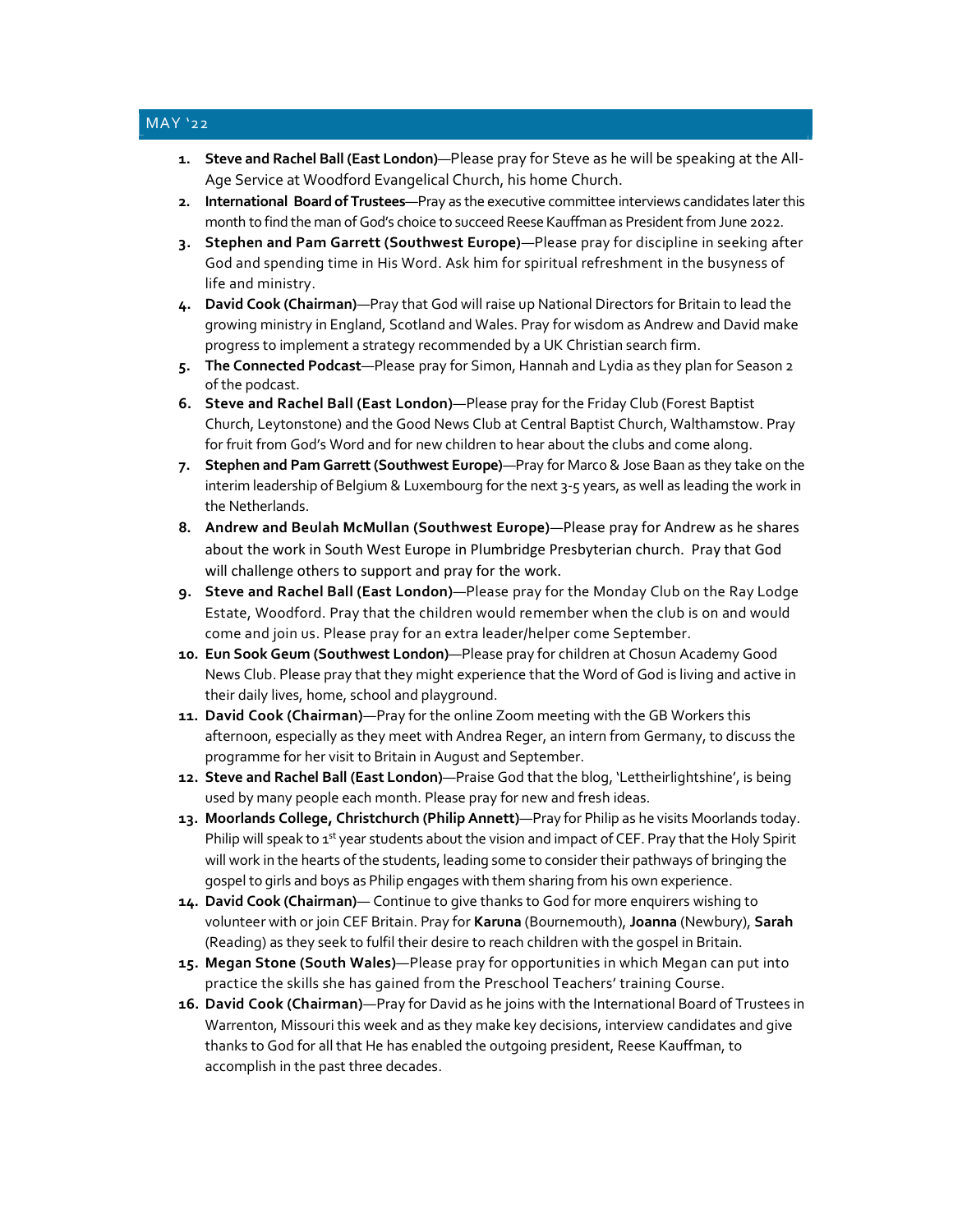## MAY '22

1. **Steve and Rachel Ball (East London)**—Please pray for Steve as he will be speaking at the All-Age Service at Woodford Evangelical Church, his home Church.
2. **International Board of Trustees**—Pray as the executive committee interviews candidates later this month to find the man of God's choice to succeed Reese Kauffman as President from June 2022.
3. **Stephen and Pam Garrett (Southwest Europe)**—Please pray for discipline in seeking after God and spending time in His Word. Ask him for spiritual refreshment in the busyness of life and ministry.
4. **David Cook (Chairman)**—Pray that God will raise up National Directors for Britain to lead the growing ministry in England, Scotland and Wales. Pray for wisdom as Andrew and David make progress to implement a strategy recommended by a UK Christian search firm.
5. **The Connected Podcast**—Please pray for Simon, Hannah and Lydia as they plan for Season 2 of the podcast.
6. **Steve and Rachel Ball (East London)**—Please pray for the Friday Club (Forest Baptist Church, Leytonstone) and the Good News Club at Central Baptist Church, Walthamstow. Pray for fruit from God's Word and for new children to hear about the clubs and come along.
7. **Stephen and Pam Garrett (Southwest Europe)**—Pray for Marco & Jose Baan as they take on the interim leadership of Belgium & Luxembourg for the next 3-5 years, as well as leading the work in the Netherlands.
8. **Andrew and Beulah McMullan (Southwest Europe)**—Please pray for Andrew as he shares about the work in South West Europe in Plumbridge Presbyterian church. Pray that God will challenge others to support and pray for the work.
9. **Steve and Rachel Ball (East London)**—Please pray for the Monday Club on the Ray Lodge Estate, Woodford. Pray that the children would remember when the club is on and would come and join us. Please pray for an extra leader/helper come September.
10. **Eun Sook Geum (Southwest London)**—Please pray for children at Chosun Academy Good News Club. Please pray that they might experience that the Word of God is living and active in their daily lives, home, school and playground.
11. **David Cook (Chairman)**—Pray for the online Zoom meeting with the GB Workers this afternoon, especially as they meet with Andrea Reger, an intern from Germany, to discuss the programme for her visit to Britain in August and September.
12. **Steve and Rachel Ball (East London)**—Praise God that the blog, 'Lettheirlightshine', is being used by many people each month. Please pray for new and fresh ideas.
13. **Moorlands College, Christchurch (Philip Annett)**—Pray for Philip as he visits Moorlands today. Philip will speak to 1st year students about the vision and impact of CEF. Pray that the Holy Spirit will work in the hearts of the students, leading some to consider their pathways of bringing the gospel to girls and boys as Philip engages with them sharing from his own experience.
14. **David Cook (Chairman)**— Continue to give thanks to God for more enquirers wishing to volunteer with or join CEF Britain. Pray for **Karuna** (Bournemouth), **Joanna** (Newbury), **Sarah** (Reading) as they seek to fulfil their desire to reach children with the gospel in Britain.
15. **Megan Stone (South Wales)**—Please pray for opportunities in which Megan can put into practice the skills she has gained from the Preschool Teachers' training Course.
16. **David Cook (Chairman)**—Pray for David as he joins with the International Board of Trustees in Warrenton, Missouri this week and as they make key decisions, interview candidates and give thanks to God for all that He has enabled the outgoing president, Reese Kauffman, to accomplish in the past three decades.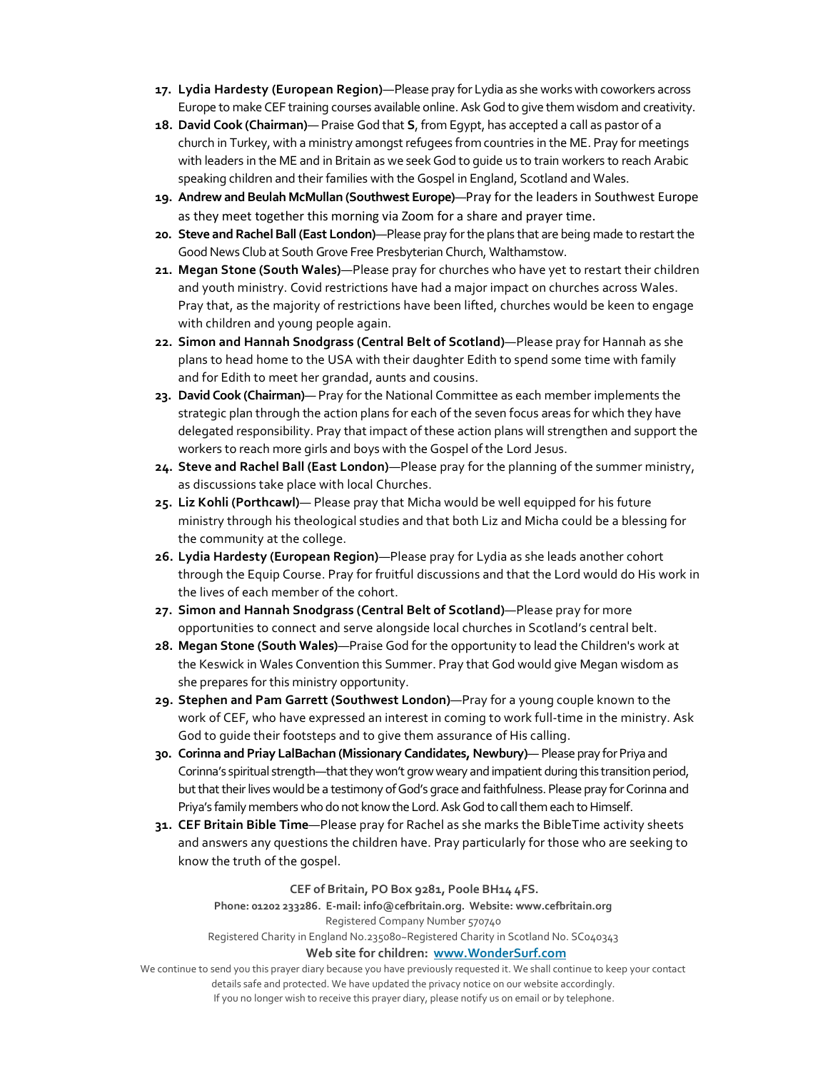17. **Lydia Hardesty (European Region)**—Please pray for Lydia as she works with coworkers across Europe to make CEF training courses available online. Ask God to give them wisdom and creativity.
18. **David Cook (Chairman)**— Praise God that **S**, from Egypt, has accepted a call as pastor of a church in Turkey, with a ministry amongst refugees from countries in the ME. Pray for meetings with leaders in the ME and in Britain as we seek God to guide us to train workers to reach Arabic speaking children and their families with the Gospel in England, Scotland and Wales.
19. **Andrew and Beulah McMullan (Southwest Europe)**—Pray for the leaders in Southwest Europe as they meet together this morning via Zoom for a share and prayer time.
20. **Steve and Rachel Ball (East London)**—Please pray for the plans that are being made to restart the Good News Club at South Grove Free Presbyterian Church, Walthamstow.
21. **Megan Stone (South Wales)**—Please pray for churches who have yet to restart their children and youth ministry. Covid restrictions have had a major impact on churches across Wales. Pray that, as the majority of restrictions have been lifted, churches would be keen to engage with children and young people again.
22. **Simon and Hannah Snodgrass (Central Belt of Scotland)**—Please pray for Hannah as she plans to head home to the USA with their daughter Edith to spend some time with family and for Edith to meet her grandad, aunts and cousins.
23. **David Cook (Chairman)**— Pray for the National Committee as each member implements the strategic plan through the action plans for each of the seven focus areas for which they have delegated responsibility. Pray that impact of these action plans will strengthen and support the workers to reach more girls and boys with the Gospel of the Lord Jesus.
24. **Steve and Rachel Ball (East London)**—Please pray for the planning of the summer ministry, as discussions take place with local Churches.
25. **Liz Kohli (Porthcawl)**— Please pray that Micha would be well equipped for his future ministry through his theological studies and that both Liz and Micha could be a blessing for the community at the college.
26. **Lydia Hardesty (European Region)**—Please pray for Lydia as she leads another cohort through the Equip Course. Pray for fruitful discussions and that the Lord would do His work in the lives of each member of the cohort.
27. **Simon and Hannah Snodgrass (Central Belt of Scotland)**—Please pray for more opportunities to connect and serve alongside local churches in Scotland's central belt.
28. **Megan Stone (South Wales)**—Praise God for the opportunity to lead the Children's work at the Keswick in Wales Convention this Summer. Pray that God would give Megan wisdom as she prepares for this ministry opportunity.
29. **Stephen and Pam Garrett (Southwest London)**—Pray for a young couple known to the work of CEF, who have expressed an interest in coming to work full-time in the ministry. Ask God to guide their footsteps and to give them assurance of His calling.
30. **Corinna and Priay LalBachan (Missionary Candidates, Newbury)**— Please pray for Priya and Corinna's spiritual strength—that they won't grow weary and impatient during this transition period, but that their lives would be a testimony of God's grace and faithfulness. Please pray for Corinna and Priya's family members who do not know the Lord. Ask God to call them each to Himself.
31. **CEF Britain Bible Time**—Please pray for Rachel as she marks the BibleTime activity sheets and answers any questions the children have. Pray particularly for those who are seeking to know the truth of the gospel.

**CEF of Britain, PO Box 9281, Poole BH14 4FS.**

**Phone: 01202 233286. E-mail: info@cefbritain.org. Website: www.cefbritain.org**

Registered Company Number 570740

Registered Charity in England No.235080~Registered Charity in Scotland No. SC040343

**Web site for children: [www.WonderSurf.com](http://www.WonderSurf.com)**

We continue to send you this prayer diary because you have previously requested it. We shall continue to keep your contact details safe and protected. We have updated the privacy notice on our website accordingly. If you no longer wish to receive this prayer diary, please notify us on email or by telephone.